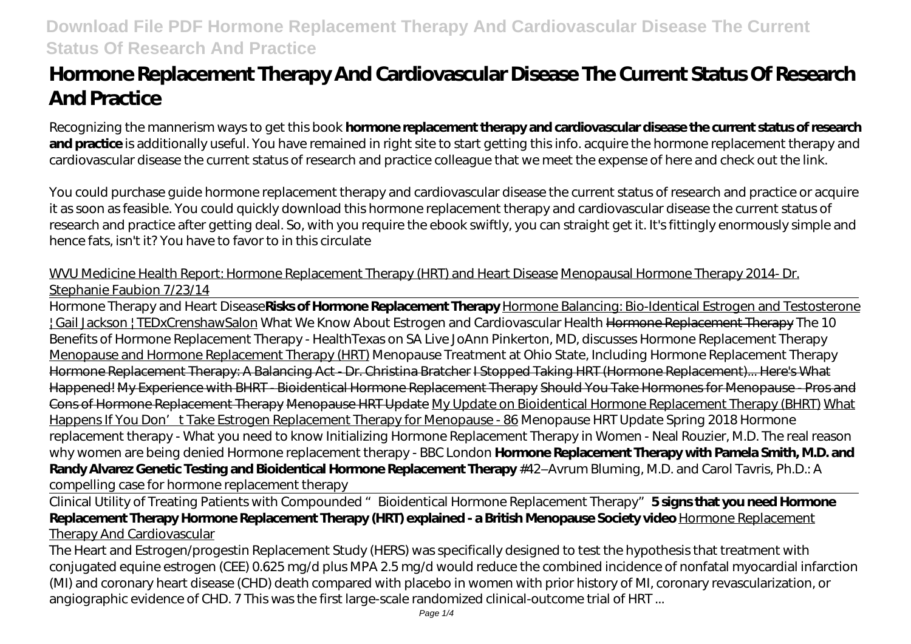# Hormone Replacement Therapy And Cardiovascular Disease The Current Status Of Research And Practice

Recognizing the mannerism ways to get this book **hormone replacement therapy and cardiovascular disease the current status of research and practice** is additionally useful. You have remained in right site to start getting this info. acquire the hormone replacement therapy and cardiovascular disease the current status of research and practice colleague that we meet the expense of here and check out the link.

You could purchase guide hormone replacement therapy and cardiovascular disease the current status of research and practice or acquire it as soon as feasible. You could quickly download this hormone replacement therapy and cardiovascular disease the current status of research and practice after getting deal. So, with you require the ebook swiftly, you can straight get it. It's fittingly enormously simple and hence fats, isn't it? You have to favor to in this circulate

WVU Medicine Health Report: Hormone Replacement Therapy (HRT) and Heart Disease Menopausal Hormone Therapy 2014- Dr. Stephanie Faubion 7/23/14

Hormone Therapy and Heart Disease **Risks of Hormone Replacement Therapy** Hormone Balancing: Bio-Identical Estrogen and Testosterone | Gail Jackson | TEDxCrenshawSalon *What We Know About Estrogen and Cardiovascular Health* Hormone Replacement Therapy *The 10 Benefits of Hormone Replacement Therapy - HealthTexas on SA Live JoAnn Pinkerton, MD, discusses Hormone Replacement Therapy* Menopause and Hormone Replacement Therapy (HRT) *Menopause Treatment at Ohio State, Including Hormone Replacement Therapy* Hormone Replacement Therapy: A Balancing Act - Dr. Christina Bratcher I Stopped Taking HRT (Hormone Replacement)... Here's What Happened! My Experience with BHRT - Bioidentical Hormone Replacement Therapy Should You Take Hormones for Menopause - Pros and Cons of Hormone Replacement Therapy Menopause HRT Update My Update on Bioidentical Hormone Replacement Therapy (BHRT) What Happens If You Don't Take Estrogen Replacement Therapy for Menopause - 86 *Menopause HRT Update Spring 2018 Hormone replacement therapy - What you need to know Initializing Hormone Replacement Therapy in Women - Neal Rouzier, M.D. The real reason why women are being denied Hormone replacement therapy - BBC London* **Hormone Replacement Therapy with Pamela Smith, M.D. and Randy Alvarez Genetic Testing and Bioidentical Hormone Replacement Therapy** *#42–Avrum Bluming, M.D. and Carol Tavris, Ph.D.: A compelling case for hormone replacement therapy*

Clinical Utility of Treating Patients with Compounded "Bioidentical Hormone Replacement Therapy" **5 signs that you need Hormone Replacement Therapy Hormone Replacement Therapy (HRT) explained - a British Menopause Society video** Hormone Replacement Therapy And Cardiovascular

The Heart and Estrogen/progestin Replacement Study (HERS) was specifically designed to test the hypothesis that treatment with conjugated equine estrogen (CEE) 0.625 mg/d plus MPA 2.5 mg/d would reduce the combined incidence of nonfatal myocardial infarction (MI) and coronary heart disease (CHD) death compared with placebo in women with prior history of MI, coronary revascularization, or angiographic evidence of CHD. 7 This was the first large-scale randomized clinical-outcome trial of HRT ...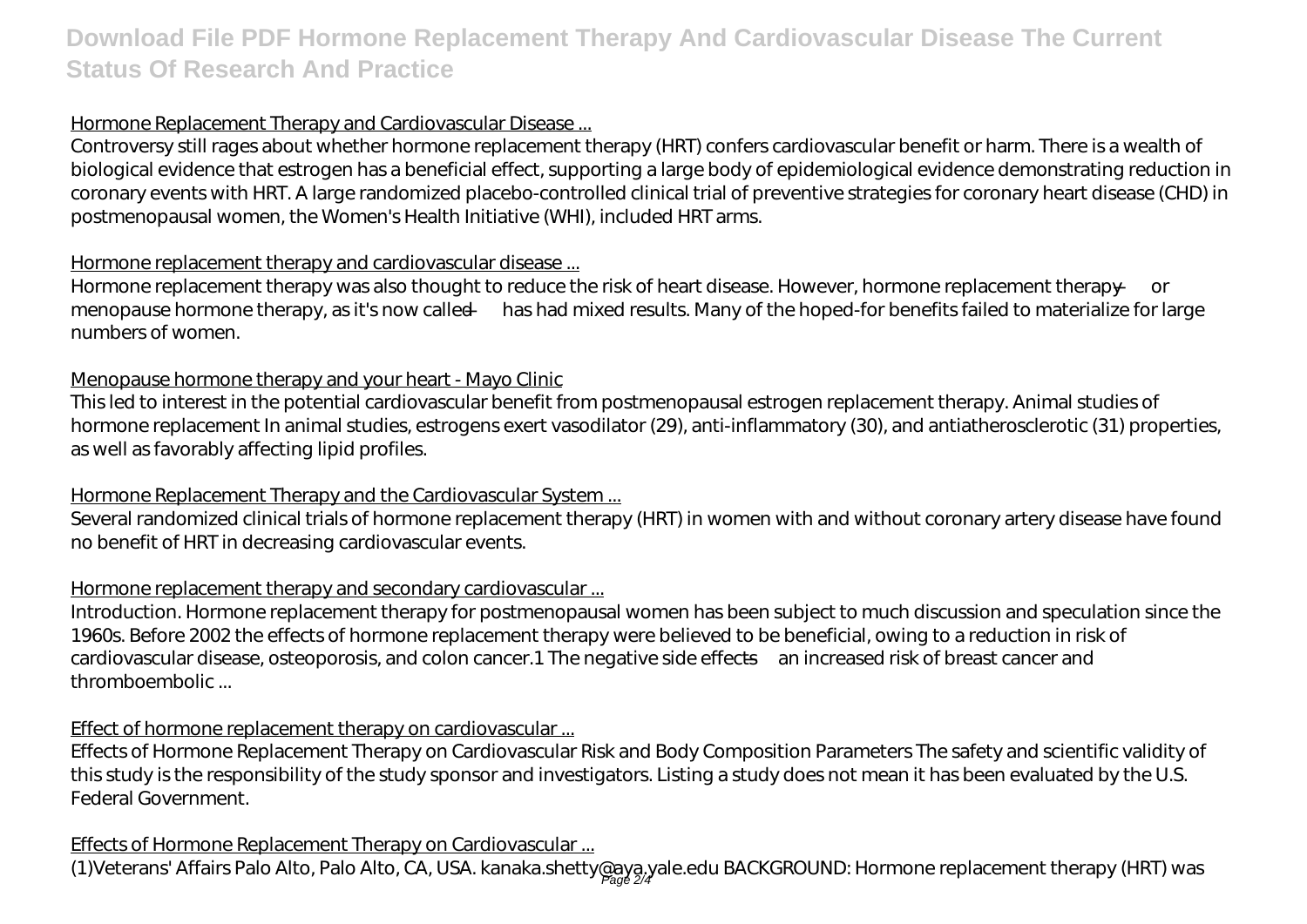Hormone Replacement Therapy and Cardiovascular Disease ...

Controversy still rages about whether hormone replacement therapy (HRT) confers cardiovascular benefit or harm. There is a wealth of biological evidence that estrogen has a beneficial effect, supporting a large body of epidemiological evidence demonstrating reduction in coronary events with HRT. A large randomized placebo-controlled clinical trial of preventive strategies for coronary heart disease (CHD) in postmenopausal women, the Women's Health Initiative (WHI), included HRT arms.

Hormone replacement therapy and cardiovascular disease ...

Hormone replacement therapy was also thought to reduce the risk of heart disease. However, hormone replacement therapy — or menopause hormone therapy, as it's now called — has had mixed results. Many of the hoped-for benefits failed to materialize for large numbers of women.

Menopause hormone therapy and your heart - Mayo Clinic

This led to interest in the potential cardiovascular benefit from postmenopausal estrogen replacement therapy. Animal studies of hormone replacement In animal studies, estrogens exert vasodilator (29), anti-inflammatory (30), and antiatherosclerotic (31) properties, as well as favorably affecting lipid profiles.

Hormone Replacement Therapy and the Cardiovascular System ...

Several randomized clinical trials of hormone replacement therapy (HRT) in women with and without coronary artery disease have found no benefit of HRT in decreasing cardiovascular events.

Hormone replacement therapy and secondary cardiovascular ...

Introduction. Hormone replacement therapy for postmenopausal women has been subject to much discussion and speculation since the 1960s. Before 2002 the effects of hormone replacement therapy were believed to be beneficial, owing to a reduction in risk of cardiovascular disease, osteoporosis, and colon cancer.1 The negative side effects—an increased risk of breast cancer and thromboembolic ...

Effect of hormone replacement therapy on cardiovascular ...

Effects of Hormone Replacement Therapy on Cardiovascular Risk and Body Composition Parameters The safety and scientific validity of this study is the responsibility of the study sponsor and investigators. Listing a study does not mean it has been evaluated by the U.S. Federal Government.

Effects of Hormone Replacement Therapy on Cardiovascular ...

(1)Veterans' Affairs Palo Alto, Palo Alto, CA, USA. kanaka.shetty@aya.yale.edu BACKGROUND: Hormone replacement therapy (HRT) was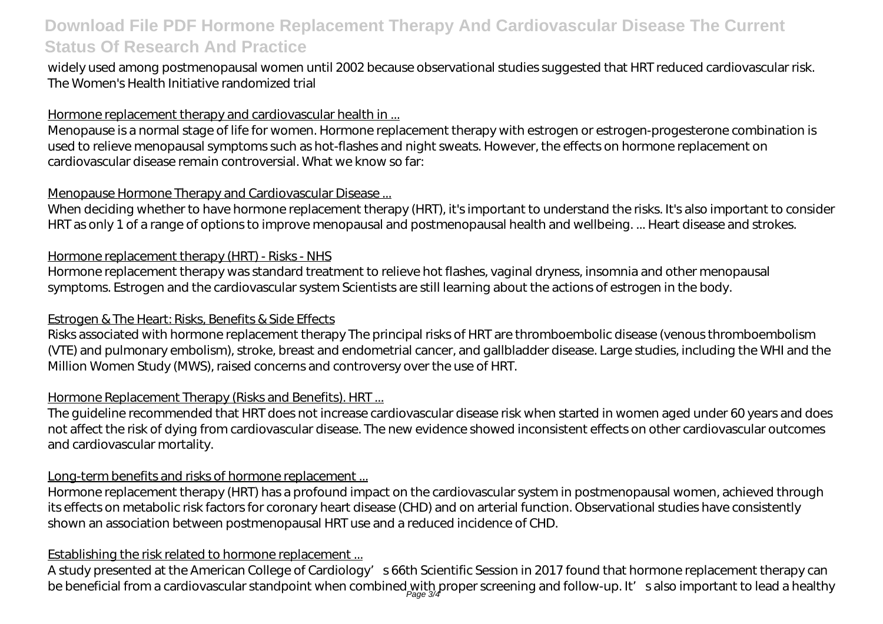widely used among postmenopausal women until 2002 because observational studies suggested that HRT reduced cardiovascular risk. The Women's Health Initiative randomized trial

Hormone replacement therapy and cardiovascular health in ...

Menopause is a normal stage of life for women. Hormone replacement therapy with estrogen or estrogen-progesterone combination is used to relieve menopausal symptoms such as hot-flashes and night sweats. However, the effects on hormone replacement on cardiovascular disease remain controversial. What we know so far:

Menopause Hormone Therapy and Cardiovascular Disease ...

When deciding whether to have hormone replacement therapy (HRT), it's important to understand the risks. It's also important to consider HRT as only 1 of a range of options to improve menopausal and postmenopausal health and wellbeing. ... Heart disease and strokes.

Hormone replacement therapy (HRT) - Risks - NHS

Hormone replacement therapy was standard treatment to relieve hot flashes, vaginal dryness, insomnia and other menopausal symptoms. Estrogen and the cardiovascular system Scientists are still learning about the actions of estrogen in the body.

Estrogen & The Heart: Risks, Benefits & Side Effects

Risks associated with hormone replacement therapy The principal risks of HRT are thromboembolic disease (venous thromboembolism (VTE) and pulmonary embolism), stroke, breast and endometrial cancer, and gallbladder disease. Large studies, including the WHI and the Million Women Study (MWS), raised concerns and controversy over the use of HRT.

Hormone Replacement Therapy (Risks and Benefits). HRT ...

The guideline recommended that HRT does not increase cardiovascular disease risk when started in women aged under 60 years and does not affect the risk of dying from cardiovascular disease. The new evidence showed inconsistent effects on other cardiovascular outcomes and cardiovascular mortality.

Long-term benefits and risks of hormone replacement ...

Hormone replacement therapy (HRT) has a profound impact on the cardiovascular system in postmenopausal women, achieved through its effects on metabolic risk factors for coronary heart disease (CHD) and on arterial function. Observational studies have consistently shown an association between postmenopausal HRT use and a reduced incidence of CHD.

Establishing the risk related to hormone replacement ...

A study presented at the American College of Cardiology's 66th Scientific Session in 2017 found that hormone replacement therapy can be beneficial from a cardiovascular standpoint when combined with proper screening and follow-up. It's also important to lead a healthy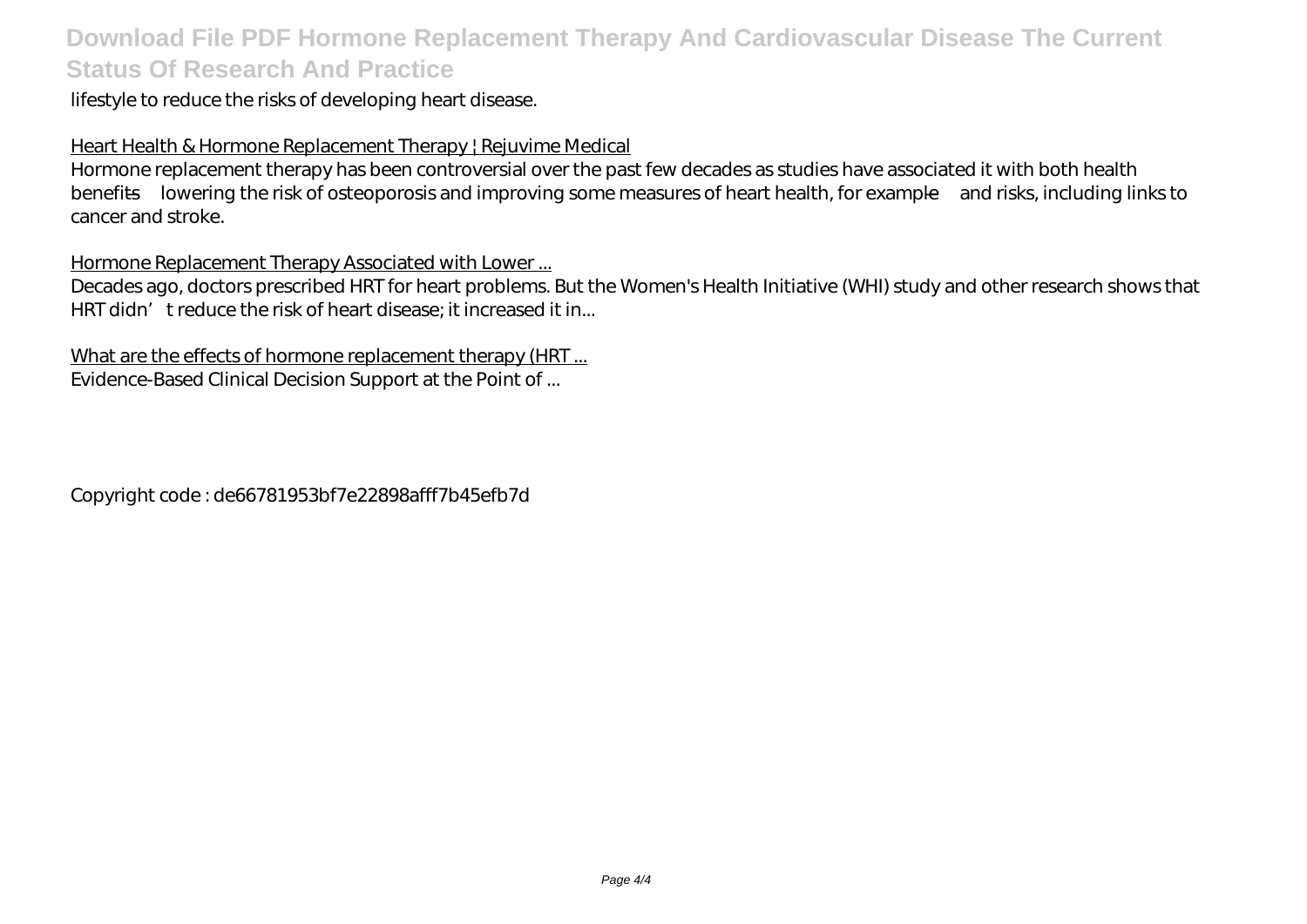lifestyle to reduce the risks of developing heart disease.

Heart Health & Hormone Replacement Therapy ¦ Rejuvime Medical

Hormone replacement therapy has been controversial over the past few decades as studies have associated it with both health benefits—lowering the risk of osteoporosis and improving some measures of heart health, for example—and risks, including links to cancer and stroke.

Hormone Replacement Therapy Associated with Lower ...

Decades ago, doctors prescribed HRT for heart problems. But the Women's Health Initiative (WHI) study and other research shows that HRT didn't reduce the risk of heart disease; it increased it in...

What are the effects of hormone replacement therapy (HRT ...

Evidence-Based Clinical Decision Support at the Point of ...

Copyright code : de66781953bf7e22898afff7b45efb7d